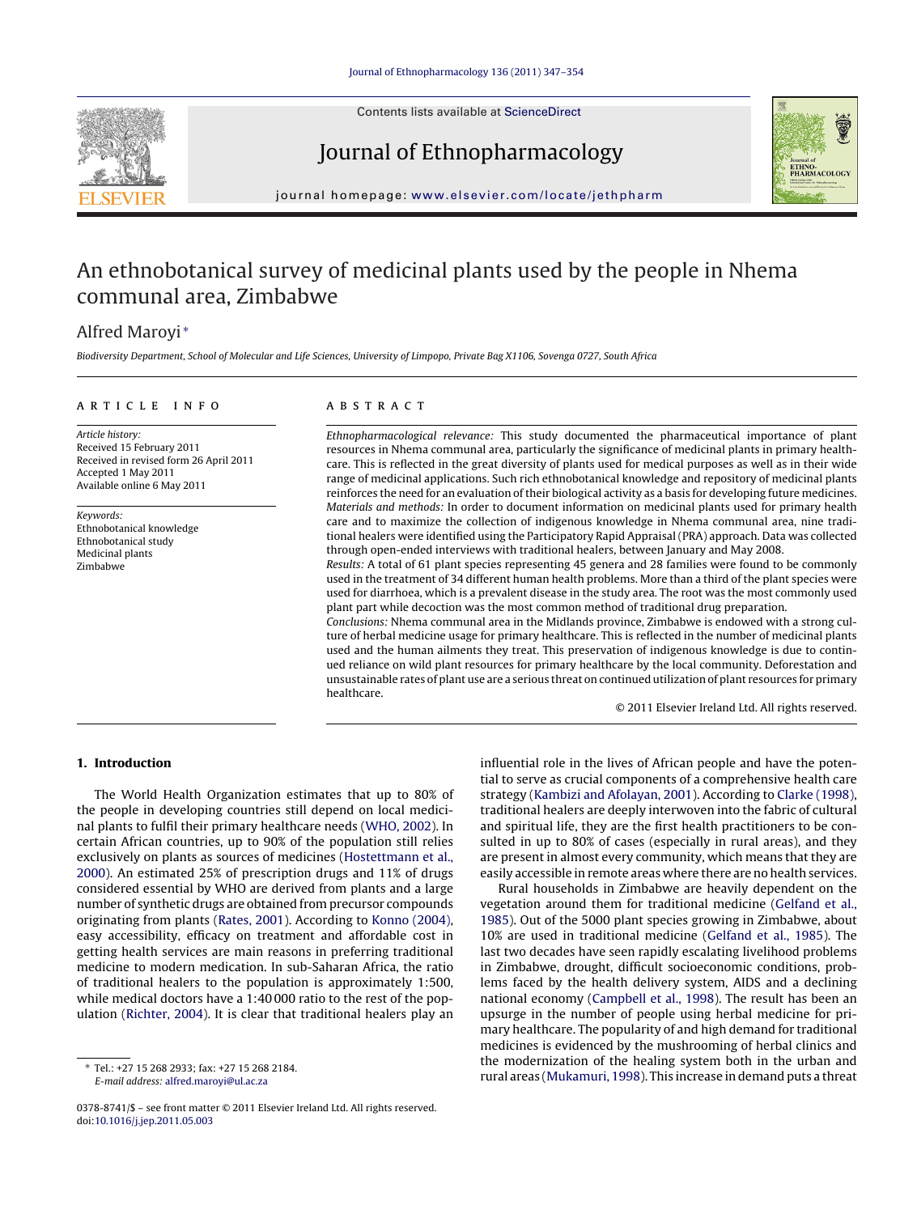# An ethnobotanical survey of medicinal plants used by the people in Nhema communal area, Zimbabwe

Alfred Maroyi*

*Biodiversity Department, School of Molecular and Life Sciences, University of Limpopo, Private Bag X1106, Sovenga 0727, South Africa*

## ARTICLE INFO

*Article history:*
Received 15 February 2011
Received in revised form 26 April 2011
Accepted 1 May 2011
Available online 6 May 2011

*Keywords:*
Ethnobotanical knowledge
Ethnobotanical study
Medicinal plants
Zimbabwe

## ABSTRACT

*Ethnopharmacological relevance:* This study documented the pharmaceutical importance of plant resources in Nhema communal area, particularly the significance of medicinal plants in primary healthcare. This is reflected in the great diversity of plants used for medical purposes as well as in their wide range of medicinal applications. Such rich ethnobotanical knowledge and repository of medicinal plants reinforces the need for an evaluation of their biological activity as a basis for developing future medicines.

*Materials and methods:* In order to document information on medicinal plants used for primary health care and to maximize the collection of indigenous knowledge in Nhema communal area, nine traditional healers were identified using the Participatory Rapid Appraisal (PRA) approach. Data was collected through open-ended interviews with traditional healers, between January and May 2008.

*Results:* A total of 61 plant species representing 45 genera and 28 families were found to be commonly used in the treatment of 34 different human health problems. More than a third of the plant species were used for diarrhoea, which is a prevalent disease in the study area. The root was the most commonly used plant part while decoction was the most common method of traditional drug preparation.

*Conclusions:* Nhema communal area in the Midlands province, Zimbabwe is endowed with a strong culture of herbal medicine usage for primary healthcare. This is reflected in the number of medicinal plants used and the human ailments they treat. This preservation of indigenous knowledge is due to continued reliance on wild plant resources for primary healthcare by the local community. Deforestation and unsustainable rates of plant use are a serious threat on continued utilization of plant resources for primary healthcare.

© 2011 Elsevier Ireland Ltd. All rights reserved.

## 1. Introduction

The World Health Organization estimates that up to 80% of the people in developing countries still depend on local medicinal plants to fulfil their primary healthcare needs (WHO, 2002). In certain African countries, up to 90% of the population still relies exclusively on plants as sources of medicines (Hostettmann et al., 2000). An estimated 25% of prescription drugs and 11% of drugs considered essential by WHO are derived from plants and a large number of synthetic drugs are obtained from precursor compounds originating from plants (Rates, 2001). According to Konno (2004), easy accessibility, efficacy on treatment and affordable cost in getting health services are main reasons in preferring traditional medicine to modern medication. In sub-Saharan Africa, the ratio of traditional healers to the population is approximately 1:500, while medical doctors have a 1:40 000 ratio to the rest of the population (Richter, 2004). It is clear that traditional healers play an influential role in the lives of African people and have the potential to serve as crucial components of a comprehensive health care strategy (Kambizi and Afolayan, 2001). According to Clarke (1998), traditional healers are deeply interwoven into the fabric of cultural and spiritual life, they are the first health practitioners to be consulted in up to 80% of cases (especially in rural areas), and they are present in almost every community, which means that they are easily accessible in remote areas where there are no health services.

Rural households in Zimbabwe are heavily dependent on the vegetation around them for traditional medicine (Gelfand et al., 1985). Out of the 5000 plant species growing in Zimbabwe, about 10% are used in traditional medicine (Gelfand et al., 1985). The last two decades have seen rapidly escalating livelihood problems in Zimbabwe, drought, difficult socioeconomic conditions, problems faced by the health delivery system, AIDS and a declining national economy (Campbell et al., 1998). The result has been an upsurge in the number of people using herbal medicine for primary healthcare. The popularity of and high demand for traditional medicines is evidenced by the mushrooming of herbal clinics and the modernization of the healing system both in the urban and rural areas (Mukamuri, 1998). This increase in demand puts a threat

\* Tel.: +27 15 268 2933; fax: +27 15 268 2184.
*E-mail address:* alfred.maroyi@ul.ac.za

0378-8741/$ – see front matter © 2011 Elsevier Ireland Ltd. All rights reserved.
doi:10.1016/j.jep.2011.05.003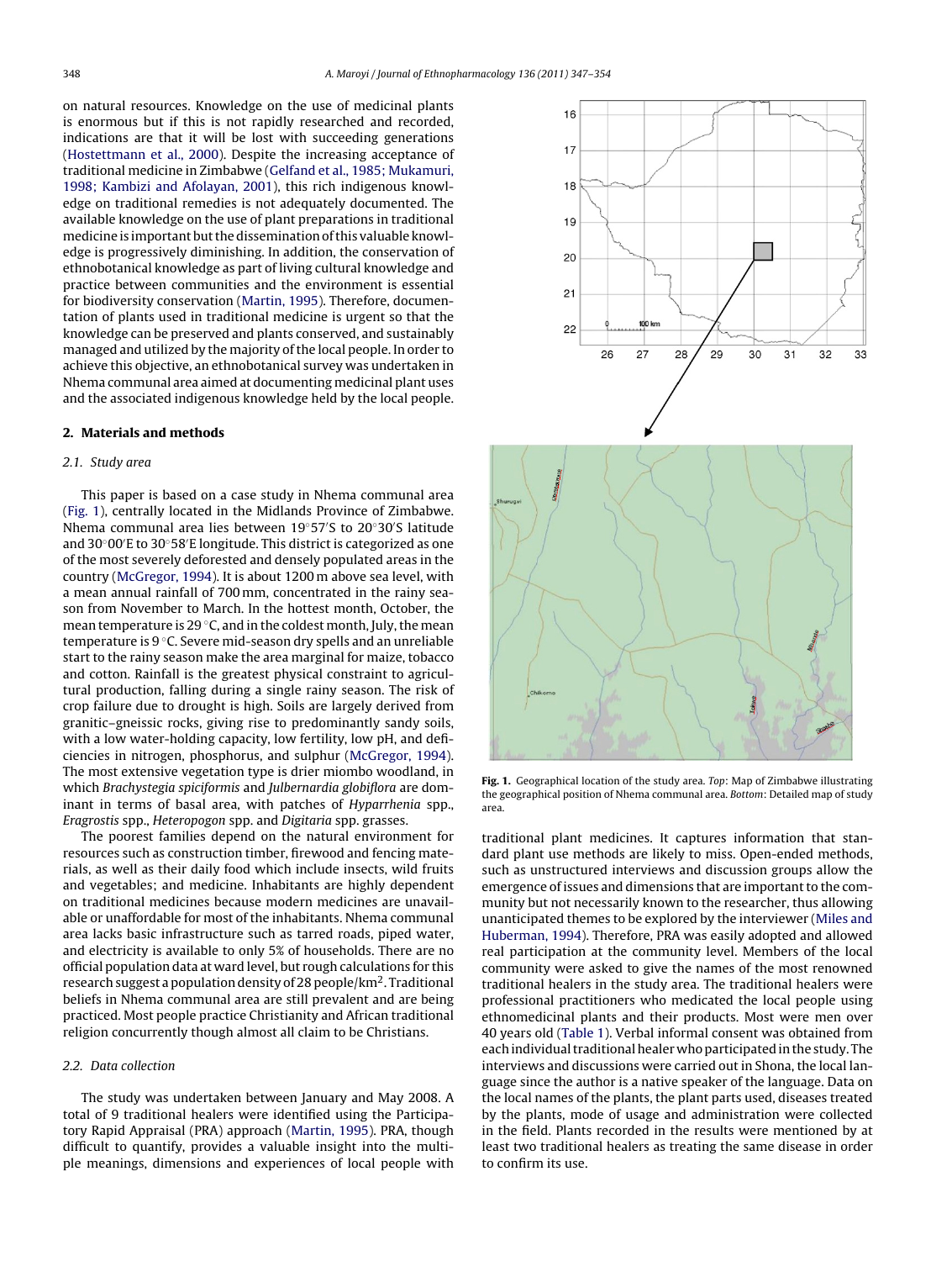on natural resources. Knowledge on the use of medicinal plants is enormous but if this is not rapidly researched and recorded, indications are that it will be lost with succeeding generations (Hostettmann et al., 2000). Despite the increasing acceptance of traditional medicine in Zimbabwe (Gelfand et al., 1985; Mukamuri, 1998; Kambizi and Afolayan, 2001), this rich indigenous knowledge on traditional remedies is not adequately documented. The available knowledge on the use of plant preparations in traditional medicine is important but the dissemination of this valuable knowledge is progressively diminishing. In addition, the conservation of ethnobotanical knowledge as part of living cultural knowledge and practice between communities and the environment is essential for biodiversity conservation (Martin, 1995). Therefore, documentation of plants used in traditional medicine is urgent so that the knowledge can be preserved and plants conserved, and sustainably managed and utilized by the majority of the local people. In order to achieve this objective, an ethnobotanical survey was undertaken in Nhema communal area aimed at documenting medicinal plant uses and the associated indigenous knowledge held by the local people.

## 2. Materials and methods

### 2.1. Study area

This paper is based on a case study in Nhema communal area (Fig. 1), centrally located in the Midlands Province of Zimbabwe. Nhema communal area lies between 19°57′S to 20°30′S latitude and 30°00′E to 30°58′E longitude. This district is categorized as one of the most severely deforested and densely populated areas in the country (McGregor, 1994). It is about 1200 m above sea level, with a mean annual rainfall of 700 mm, concentrated in the rainy season from November to March. In the hottest month, October, the mean temperature is 29 °C, and in the coldest month, July, the mean temperature is 9 °C. Severe mid-season dry spells and an unreliable start to the rainy season make the area marginal for maize, tobacco and cotton. Rainfall is the greatest physical constraint to agricultural production, falling during a single rainy season. The risk of crop failure due to drought is high. Soils are largely derived from granitic–gneissic rocks, giving rise to predominantly sandy soils, with a low water-holding capacity, low fertility, low pH, and deficiencies in nitrogen, phosphorus, and sulphur (McGregor, 1994). The most extensive vegetation type is drier miombo woodland, in which *Brachystegia spiciformis* and *Julbernardia globiflora* are dominant in terms of basal area, with patches of *Hyparrhenia* spp., *Eragrostis* spp., *Heteropogon* spp. and *Digitaria* spp. grasses.

The poorest families depend on the natural environment for resources such as construction timber, firewood and fencing materials, as well as their daily food which include insects, wild fruits and vegetables; and medicine. Inhabitants are highly dependent on traditional medicines because modern medicines are unavailable or unaffordable for most of the inhabitants. Nhema communal area lacks basic infrastructure such as tarred roads, piped water, and electricity is available to only 5% of households. There are no official population data at ward level, but rough calculations for this research suggest a population density of 28 people/km$^2$. Traditional beliefs in Nhema communal area are still prevalent and are being practiced. Most people practice Christianity and African traditional religion concurrently though almost all claim to be Christians.

**Fig. 1.** Geographical location of the study area. *Top*: Map of Zimbabwe illustrating the geographical position of Nhema communal area. *Bottom*: Detailed map of study area.

### 2.2. Data collection

The study was undertaken between January and May 2008. A total of 9 traditional healers were identified using the Participatory Rapid Appraisal (PRA) approach (Martin, 1995). PRA, though difficult to quantify, provides a valuable insight into the multiple meanings, dimensions and experiences of local people with traditional plant medicines. It captures information that standard plant use methods are likely to miss. Open-ended methods, such as unstructured interviews and discussion groups allow the emergence of issues and dimensions that are important to the community but not necessarily known to the researcher, thus allowing unanticipated themes to be explored by the interviewer (Miles and Huberman, 1994). Therefore, PRA was easily adopted and allowed real participation at the community level. Members of the local community were asked to give the names of the most renowned traditional healers in the study area. The traditional healers were professional practitioners who medicated the local people using ethnomedicinal plants and their products. Most were men over 40 years old (Table 1). Verbal informal consent was obtained from each individual traditional healer who participated in the study. The interviews and discussions were carried out in Shona, the local language since the author is a native speaker of the language. Data on the local names of the plants, the plant parts used, diseases treated by the plants, mode of usage and administration were collected in the field. Plants recorded in the results were mentioned by at least two traditional healers as treating the same disease in order to confirm its use.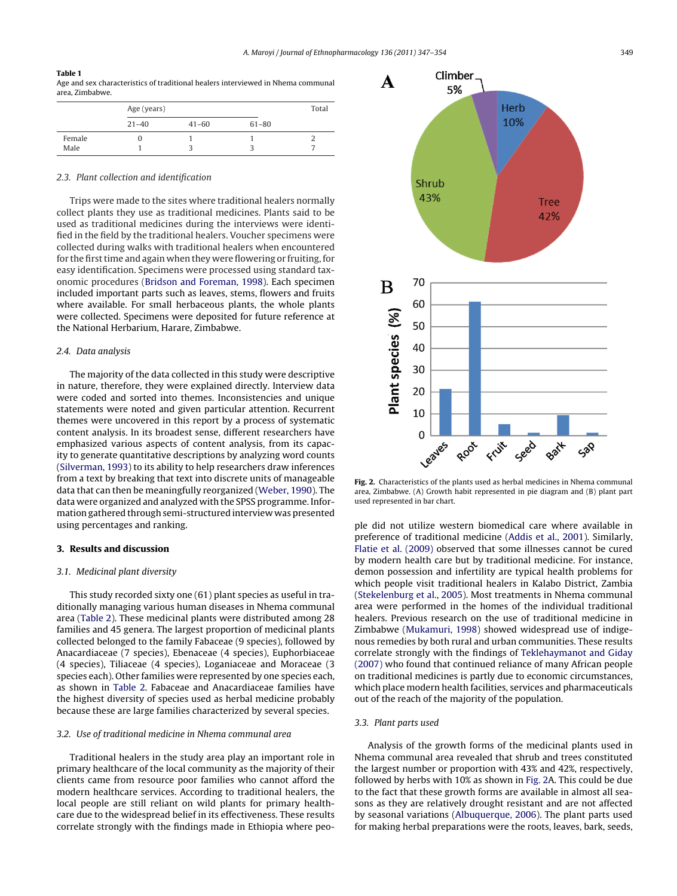**Table 1**
Age and sex characteristics of traditional healers interviewed in Nhema communal area, Zimbabwe.

| | Age (years) | | | Total |
|---|---|---|---|---|
| | 21–40 | 41–60 | 61–80 | |
| Female | 0 | 1 | 1 | 2 |
| Male | 1 | 3 | 3 | 7 |

### 2.3. Plant collection and identification

Trips were made to the sites where traditional healers normally collect plants they use as traditional medicines. Plants said to be used as traditional medicines during the interviews were identified in the field by the traditional healers. Voucher specimens were collected during walks with traditional healers when encountered for the first time and again when they were flowering or fruiting, for easy identification. Specimens were processed using standard taxonomic procedures (Bridson and Foreman, 1998). Each specimen included important parts such as leaves, stems, flowers and fruits where available. For small herbaceous plants, the whole plants were collected. Specimens were deposited for future reference at the National Herbarium, Harare, Zimbabwe.

### 2.4. Data analysis

The majority of the data collected in this study were descriptive in nature, therefore, they were explained directly. Interview data were coded and sorted into themes. Inconsistencies and unique statements were noted and given particular attention. Recurrent themes were uncovered in this report by a process of systematic content analysis. In its broadest sense, different researchers have emphasized various aspects of content analysis, from its capacity to generate quantitative descriptions by analyzing word counts (Silverman, 1993) to its ability to help researchers draw inferences from a text by breaking that text into discrete units of manageable data that can then be meaningfully reorganized (Weber, 1990). The data were organized and analyzed with the SPSS programme. Information gathered through semi-structured interview was presented using percentages and ranking.

## 3. Results and discussion

### 3.1. Medicinal plant diversity

This study recorded sixty one (61) plant species as useful in traditionally managing various human diseases in Nhema communal area (Table 2). These medicinal plants were distributed among 28 families and 45 genera. The largest proportion of medicinal plants collected belonged to the family Fabaceae (9 species), followed by Anacardiaceae (7 species), Ebenaceae (4 species), Euphorbiaceae (4 species), Tiliaceae (4 species), Loganiaceae and Moraceae (3 species each). Other families were represented by one species each, as shown in Table 2. Fabaceae and Anacardiaceae families have the highest diversity of species used as herbal medicine probably because these are large families characterized by several species.

### 3.2. Use of traditional medicine in Nhema communal area

Traditional healers in the study area play an important role in primary healthcare of the local community as the majority of their clients came from resource poor families who cannot afford the modern healthcare services. According to traditional healers, the local people are still reliant on wild plants for primary healthcare due to the widespread belief in its effectiveness. These results correlate strongly with the findings made in Ethiopia where people did not utilize western biomedical care where available in preference of traditional medicine (Addis et al., 2001). Similarly, Flatie et al. (2009) observed that some illnesses cannot be cured by modern health care but by traditional medicine. For instance, demon possession and infertility are typical health problems for which people visit traditional healers in Kalabo District, Zambia (Stekelenburg et al., 2005). Most treatments in Nhema communal area were performed in the homes of the individual traditional healers. Previous research on the use of traditional medicine in Zimbabwe (Mukamuri, 1998) showed widespread use of indigenous remedies by both rural and urban communities. These results correlate strongly with the findings of Teklehaymanot and Giday (2007) who found that continued reliance of many African people on traditional medicines is partly due to economic circumstances, which place modern health facilities, services and pharmaceuticals out of the reach of the majority of the population.

**Fig. 2.** Characteristics of the plants used as herbal medicines in Nhema communal area, Zimbabwe. (A) Growth habit represented in pie diagram and (B) plant part used represented in bar chart.

### 3.3. Plant parts used

Analysis of the growth forms of the medicinal plants used in Nhema communal area revealed that shrub and trees constituted the largest number or proportion with 43% and 42%, respectively, followed by herbs with 10% as shown in Fig. 2A. This could be due to the fact that these growth forms are available in almost all seasons as they are relatively drought resistant and are not affected by seasonal variations (Albuquerque, 2006). The plant parts used for making herbal preparations were the roots, leaves, bark, seeds,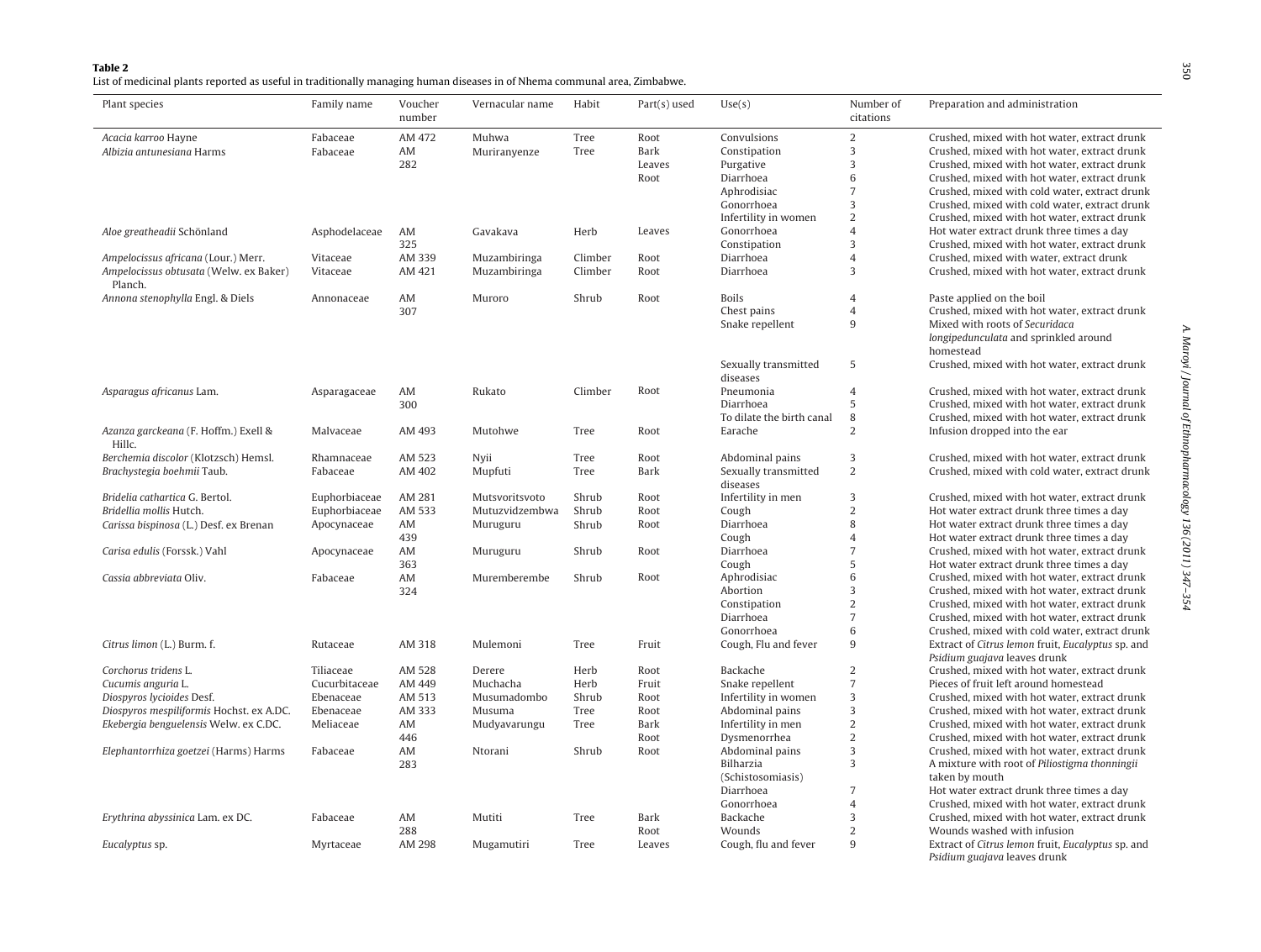**Table 2**
List of medicinal plants reported as useful in traditionally managing human diseases in of Nhema communal area, Zimbabwe.

| Plant species | Family name | Voucher number | Vernacular name | Habit | Part(s) used | Use(s) | Number of citations | Preparation and administration |
|---|---|---|---|---|---|---|---|---|
| *Acacia karroo* Hayne | Fabaceae | AM 472 | Muhwa | Tree | Root | Convulsions | 2 | Crushed, mixed with hot water, extract drunk |
| *Albizia antunesiana* Harms | Fabaceae | AM 282 | Muriranyenze | Tree | Bark | Constipation | 3 | Crushed, mixed with hot water, extract drunk |
| | | | | | Leaves | Purgative | 3 | Crushed, mixed with hot water, extract drunk |
| | | | | | Root | Diarrhoea | 6 | Crushed, mixed with hot water, extract drunk |
| | | | | | | Aphrodisiac | 7 | Crushed, mixed with cold water, extract drunk |
| | | | | | | Gonorrhoea | 3 | Crushed, mixed with cold water, extract drunk |
| | | | | | | Infertility in women | 2 | Crushed, mixed with hot water, extract drunk |
| *Aloe greatheadii* Schönland | Asphodelaceae | AM 325 | Gavakava | Herb | Leaves | Gonorrhoea | 4 | Hot water extract drunk three times a day |
| | | | | | | Constipation | 3 | Crushed, mixed with hot water, extract drunk |
| *Ampelocissus africana* (Lour.) Merr. | Vitaceae | AM 339 | Muzambiringa | Climber | Root | Diarrhoea | 4 | Crushed, mixed with water, extract drunk |
| *Ampelocissus obtusata* (Welw. ex Baker) Planch. | Vitaceae | AM 421 | Muzambiringa | Climber | Root | Diarrhoea | 3 | Crushed, mixed with hot water, extract drunk |
| *Annona stenophylla* Engl. & Diels | Annonaceae | AM 307 | Muroro | Shrub | Root | Boils | 4 | Paste applied on the boil |
| | | | | | | Chest pains | 4 | Crushed, mixed with hot water, extract drunk |
| | | | | | | Snake repellent | 9 | Mixed with roots of *Securidaca longipedunculata* and sprinkled around homestead |
| | | | | | | Sexually transmitted diseases | 5 | Crushed, mixed with hot water, extract drunk |
| *Asparagus africanus* Lam. | Asparagaceae | AM 300 | Rukato | Climber | Root | Pneumonia | 4 | Crushed, mixed with hot water, extract drunk |
| | | | | | | Diarrhoea | 5 | Crushed, mixed with hot water, extract drunk |
| | | | | | | To dilate the birth canal | 8 | Crushed, mixed with hot water, extract drunk |
| *Azanza garckeana* (F. Hoffm.) Exell & Hillc. | Malvaceae | AM 493 | Mutohwe | Tree | Root | Earache | 2 | Infusion dropped into the ear |
| *Berchemia discolor* (Klotzsch) Hemsl. | Rhamnaceae | AM 523 | Nyii | Tree | Root | Abdominal pains | 3 | Crushed, mixed with hot water, extract drunk |
| *Brachystegia boehmii* Taub. | Fabaceae | AM 402 | Mupfuti | Tree | Bark | Sexually transmitted diseases | 2 | Crushed, mixed with cold water, extract drunk |
| *Bridelia cathartica* G. Bertol. | Euphorbiaceae | AM 281 | Mutsvoritsvoto | Shrub | Root | Infertility in men | 3 | Crushed, mixed with hot water, extract drunk |
| *Bridellia mollis* Hutch. | Euphorbiaceae | AM 533 | Mutuzvidzembwa | Shrub | Root | Cough | 2 | Hot water extract drunk three times a day |
| *Carissa bispinosa* (L.) Desf. ex Brenan | Apocynaceae | AM 439 | Muruguru | Shrub | Root | Diarrhoea | 8 | Hot water extract drunk three times a day |
| | | | | | | Cough | 4 | Hot water extract drunk three times a day |
| *Carisa edulis* (Forssk.) Vahl | Apocynaceae | AM 363 | Muruguru | Shrub | Root | Diarrhoea | 7 | Crushed, mixed with hot water, extract drunk |
| | | | | | | Cough | 5 | Hot water extract drunk three times a day |
| *Cassia abbreviata* Oliv. | Fabaceae | AM 324 | Muremberembe | Shrub | Root | Aphrodisiac | 6 | Crushed, mixed with hot water, extract drunk |
| | | | | | | Abortion | 3 | Crushed, mixed with hot water, extract drunk |
| | | | | | | Constipation | 2 | Crushed, mixed with hot water, extract drunk |
| | | | | | | Diarrhoea | 7 | Crushed, mixed with hot water, extract drunk |
| | | | | | | Gonorrhoea | 6 | Crushed, mixed with cold water, extract drunk |
| *Citrus limon* (L.) Burm. f. | Rutaceae | AM 318 | Mulemoni | Tree | Fruit | Cough, Flu and fever | 9 | Extract of *Citrus lemon* fruit, *Eucalyptus* sp. and *Psidium guajava* leaves drunk |
| *Corchorus tridens* L. | Tiliaceae | AM 528 | Derere | Herb | Root | Backache | 2 | Crushed, mixed with hot water, extract drunk |
| *Cucumis anguria* L. | Cucurbitaceae | AM 449 | Muchacha | Herb | Fruit | Snake repellent | 7 | Pieces of fruit left around homestead |
| *Diospyros lycioides* Desf. | Ebenaceae | AM 513 | Musumadombo | Shrub | Root | Infertility in women | 3 | Crushed, mixed with hot water, extract drunk |
| *Diospyros mespiliformis* Hochst. ex A.DC. | Ebenaceae | AM 333 | Musuma | Tree | Root | Abdominal pains | 3 | Crushed, mixed with hot water, extract drunk |
| *Ekebergia benguelensis* Welw. ex C.DC. | Meliaceae | AM 446 | Mudyavarungu | Tree | Bark | Infertility in men | 2 | Crushed, mixed with hot water, extract drunk |
| | | | | | Root | Dysmenorrhea | 2 | Crushed, mixed with hot water, extract drunk |
| *Elephantorrhiza goetzei* (Harms) Harms | Fabaceae | AM 283 | Ntorani | Shrub | Root | Abdominal pains | 3 | Crushed, mixed with hot water, extract drunk |
| | | | | | | Bilharzia (Schistosomiasis) | 3 | A mixture with root of *Piliostigma thonningii* taken by mouth |
| | | | | | | Diarrhoea | 7 | Hot water extract drunk three times a day |
| | | | | | | Gonorrhoea | 4 | Crushed, mixed with hot water, extract drunk |
| *Erythrina abyssinica* Lam. ex DC. | Fabaceae | AM 288 | Mutiti | Tree | Bark | Backache | 3 | Crushed, mixed with hot water, extract drunk |
| | | | | | Root | Wounds | 2 | Wounds washed with infusion |
| *Eucalyptus* sp. | Myrtaceae | AM 298 | Mugamutiri | Tree | Leaves | Cough, flu and fever | 9 | Extract of *Citrus lemon* fruit, *Eucalyptus* sp. and *Psidium guajava* leaves drunk |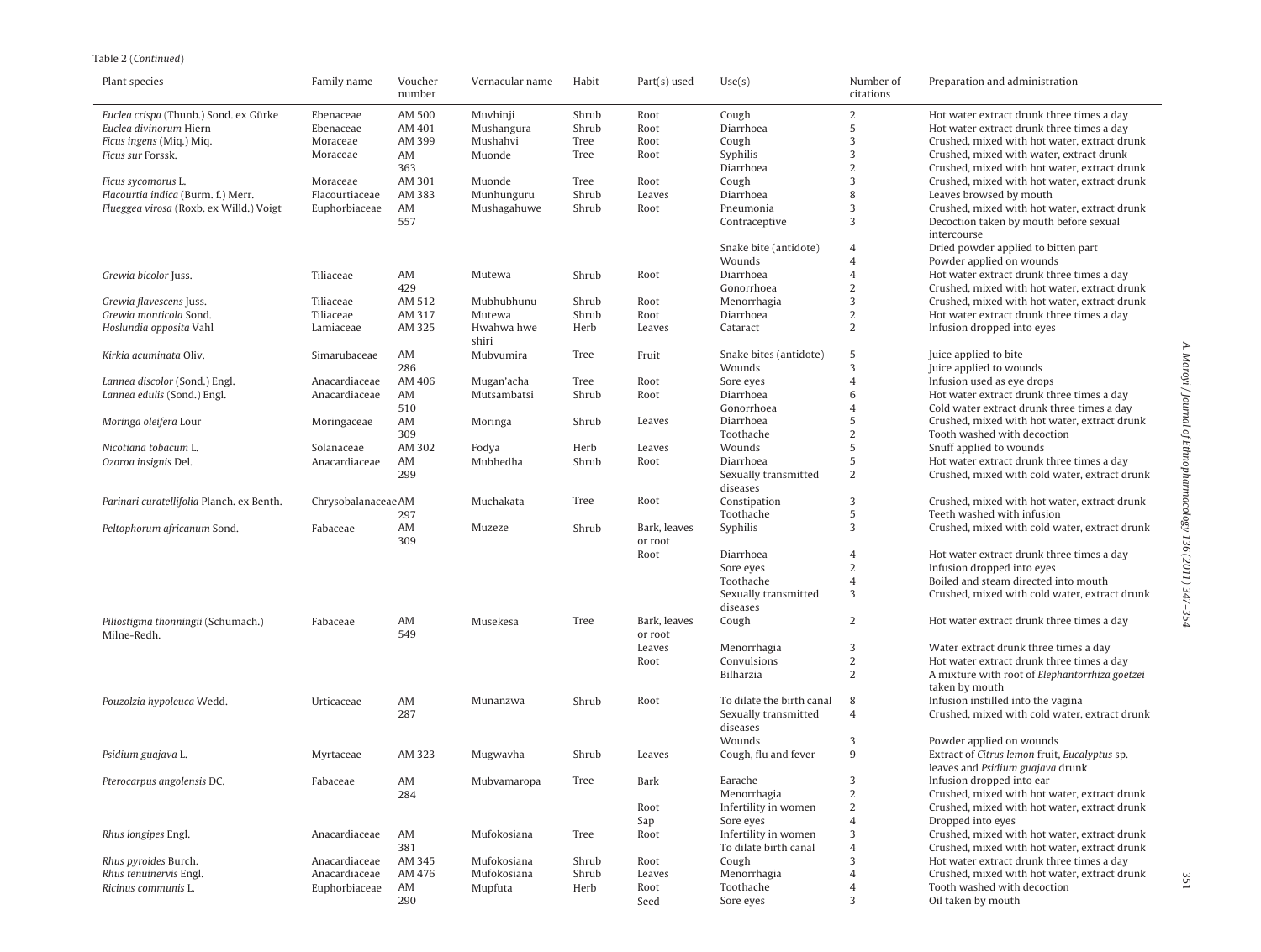Table 2 (*Continued*)

| Plant species | Family name | Voucher number | Vernacular name | Habit | Part(s) used | Use(s) | Number of citations | Preparation and administration |
|---|---|---|---|---|---|---|---|---|
| *Euclea crispa* (Thunb.) Sond. ex Gürke | Ebenaceae | AM 500 | Muvhinji | Shrub | Root | Cough | 2 | Hot water extract drunk three times a day |
| *Euclea divinorum* Hiern | Ebenaceae | AM 401 | Mushangura | Shrub | Root | Diarrhoea | 5 | Hot water extract drunk three times a day |
| *Ficus ingens* (Miq.) Miq. | Moraceae | AM 399 | Mushahvi | Tree | Root | Cough | 3 | Crushed, mixed with hot water, extract drunk |
| *Ficus sur* Forssk. | Moraceae | AM 363 | Muonde | Tree | Root | Syphilis | 3 | Crushed, mixed with water, extract drunk |
| | | | | | | Diarrhoea | 2 | Crushed, mixed with hot water, extract drunk |
| *Ficus sycomorus* L. | Moraceae | AM 301 | Muonde | Tree | Root | Cough | 3 | Crushed, mixed with hot water, extract drunk |
| *Flacourtia indica* (Burm. f.) Merr. | Flacourtiaceae | AM 383 | Munhunguru | Shrub | Leaves | Diarrhoea | 8 | Leaves browsed by mouth |
| *Flueggea virosa* (Roxb. ex Willd.) Voigt | Euphorbiaceae | AM 557 | Mushagahuwe | Shrub | Root | Pneumonia | 3 | Crushed, mixed with hot water, extract drunk |
| | | | | | | Contraceptive | 3 | Decoction taken by mouth before sexual intercourse |
| | | | | | | Snake bite (antidote) | 4 | Dried powder applied to bitten part |
| | | | | | | Wounds | 4 | Powder applied on wounds |
| *Grewia bicolor* Juss. | Tiliaceae | AM 429 | Mutewa | Shrub | Root | Diarrhoea | 4 | Hot water extract drunk three times a day |
| | | | | | | Gonorrhoea | 2 | Crushed, mixed with hot water, extract drunk |
| *Grewia flavescens* Juss. | Tiliaceae | AM 512 | Mubhubhunu | Shrub | Root | Menorrhagia | 3 | Crushed, mixed with hot water, extract drunk |
| *Grewia monticola* Sond. | Tiliaceae | AM 317 | Mutewa | Shrub | Root | Diarrhoea | 2 | Hot water extract drunk three times a day |
| *Hoslundia opposita* Vahl | Lamiaceae | AM 325 | Hwahwa hwe shiri | Herb | Leaves | Cataract | 2 | Infusion dropped into eyes |
| *Kirkia acuminata* Oliv. | Simarubaceae | AM 286 | Mubvumira | Tree | Fruit | Snake bites (antidote) | 5 | Juice applied to bite |
| | | | | | | Wounds | 3 | Juice applied to wounds |
| *Lannea discolor* (Sond.) Engl. | Anacardiaceae | AM 406 | Mugan'acha | Tree | Root | Sore eyes | 4 | Infusion used as eye drops |
| *Lannea edulis* (Sond.) Engl. | Anacardiaceae | AM 510 | Mutsambatsi | Shrub | Root | Diarrhoea | 6 | Hot water extract drunk three times a day |
| | | | | | | Gonorrhoea | 4 | Cold water extract drunk three times a day |
| *Moringa oleifera* Lour | Moringaceae | AM 309 | Moringa | Shrub | Leaves | Diarrhoea | 5 | Crushed, mixed with hot water, extract drunk |
| | | | | | | Toothache | 2 | Tooth washed with decoction |
| *Nicotiana tobacum* L. | Solanaceae | AM 302 | Fodya | Herb | Leaves | Wounds | 5 | Snuff applied to wounds |
| *Ozoroa insignis* Del. | Anacardiaceae | AM 299 | Mubhedha | Shrub | Root | Diarrhoea | 5 | Hot water extract drunk three times a day |
| | | | | | | Sexually transmitted diseases | 2 | Crushed, mixed with cold water, extract drunk |
| *Parinari curatellifolia* Planch. ex Benth. | Chrysobalanaceae | AM 297 | Muchakata | Tree | Root | Constipation | 3 | Crushed, mixed with hot water, extract drunk |
| | | | | | | Toothache | 5 | Teeth washed with infusion |
| *Peltophorum africanum* Sond. | Fabaceae | AM 309 | Muzeze | Shrub | Bark, leaves or root | Syphilis | 3 | Crushed, mixed with cold water, extract drunk |
| | | | | | Root | Diarrhoea | 4 | Hot water extract drunk three times a day |
| | | | | | | Sore eyes | 2 | Infusion dropped into eyes |
| | | | | | | Toothache | 4 | Boiled and steam directed into mouth |
| | | | | | | Sexually transmitted diseases | 3 | Crushed, mixed with cold water, extract drunk |
| *Piliostigma thonningii* (Schumach.) Milne-Redh. | Fabaceae | AM 549 | Musekesa | Tree | Bark, leaves or root | Cough | 2 | Hot water extract drunk three times a day |
| | | | | | Leaves | Menorrhagia | 3 | Water extract drunk three times a day |
| | | | | | Root | Convulsions | 2 | Hot water extract drunk three times a day |
| | | | | | | Bilharzia | 2 | A mixture with root of *Elephantorrhiza goetzei* taken by mouth |
| *Pouzolzia hypoleuca* Wedd. | Urticaceae | AM 287 | Munanzwa | Shrub | Root | To dilate the birth canal | 8 | Infusion instilled into the vagina |
| | | | | | | Sexually transmitted diseases | 4 | Crushed, mixed with cold water, extract drunk |
| | | | | | | Wounds | 3 | Powder applied on wounds |
| *Psidium guajava* L. | Myrtaceae | AM 323 | Mugwavha | Shrub | Leaves | Cough, flu and fever | 9 | Extract of *Citrus lemon* fruit, *Eucalyptus* sp. leaves and *Psidium guajava* drunk |
| *Pterocarpus angolensis* DC. | Fabaceae | AM 284 | Mubvamaropa | Tree | Bark | Earache | 3 | Infusion dropped into ear |
| | | | | | | Menorrhagia | 2 | Crushed, mixed with hot water, extract drunk |
| | | | | | Root | Infertility in women | 2 | Crushed, mixed with hot water, extract drunk |
| | | | | | Sap | Sore eyes | 4 | Dropped into eyes |
| *Rhus longipes* Engl. | Anacardiaceae | AM 381 | Mufokosiana | Tree | Root | Infertility in women | 3 | Crushed, mixed with hot water, extract drunk |
| | | | | | | To dilate birth canal | 4 | Crushed, mixed with hot water, extract drunk |
| *Rhus pyroides* Burch. | Anacardiaceae | AM 345 | Mufokosiana | Shrub | Root | Cough | 3 | Hot water extract drunk three times a day |
| *Rhus tenuinervis* Engl. | Anacardiaceae | AM 476 | Mufokosiana | Shrub | Leaves | Menorrhagia | 4 | Crushed, mixed with hot water, extract drunk |
| *Ricinus communis* L. | Euphorbiaceae | AM 290 | Mupfuta | Herb | Root | Toothache | 4 | Tooth washed with decoction |
| | | | | | Seed | Sore eyes | 3 | Oil taken by mouth |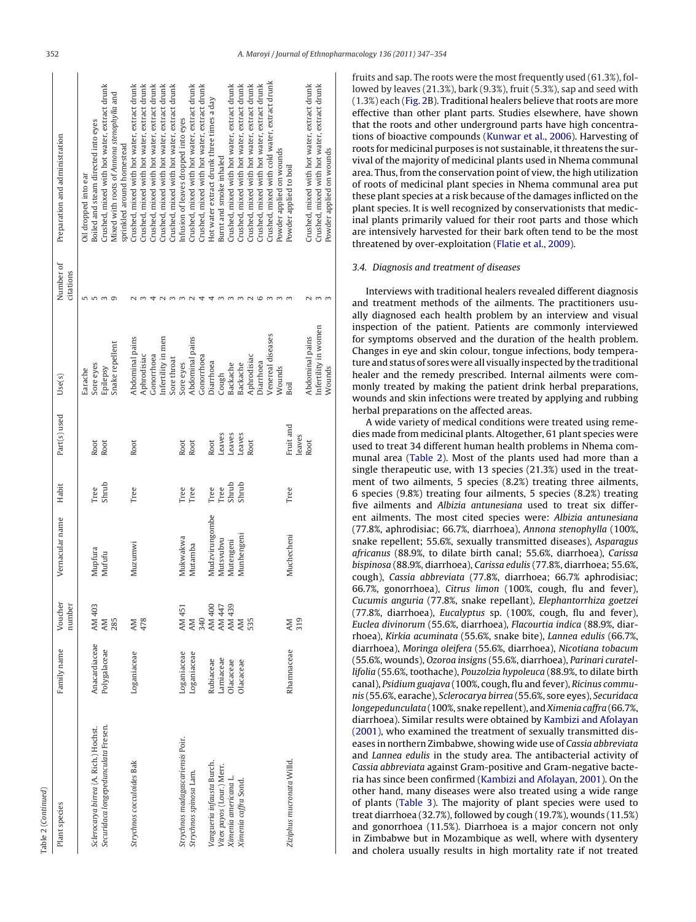Table 2 (Continued)

| Plant species | Family name | Voucher number | Vernacular name | Habit | Part(s) used | Use(s) | Number of citations | Preparation and administration |
|---|---|---|---|---|---|---|---|---|
| *Sclerocarya birrea* (A. Rich.) Hochst. | Anacardiaceae | AM 403 | Mupfura | Tree | Root | Earache | 5 | Oil dropped into ear |
| | | | | | | Sore eyes | 5 | Boiled and steam directed into eyes |
| *Securidaca longepedunculata* Fresen. | Polygalaceae | AM 285 | Mufufu | Shrub | Root | Epilepsy | 3 | Crushed, mixed with hot water, extract drunk |
| | | | | | | Snake repellent | 9 | Mixed with roots of *Annona stenophylla* and sprinkled around homestead |
| *Strychnos cocculoides* Bak | Loganiaceae | AM 478 | Muzumwi | Tree | Root | Abdominal pains | 2 | Crushed, mixed with hot water, extract drunk |
| | | | | | | Aphrodisiac | 3 | Crushed, mixed with hot water, extract drunk |
| | | | | | | Gonorrhoea | 4 | Crushed, mixed with hot water, extract drunk |
| | | | | | | Infertility in men | 2 | Crushed, mixed with hot water, extract drunk |
| | | | | | | Sore throat | 3 | Crushed, mixed with hot water, extract drunk |
| *Strychnos madagascariensis* Poir. | Loganiaceae | AM 451 | Mukwakwa | Tree | Root | Sore eyes | 3 | Infusion of leaves dropped into eyes |
| *Strychnos spinosa* Lam. | Loganiaceae | AM 340 | Mutamba | Tree | Root | Abdominal pains | 2 | Crushed, mixed with hot water, extract drunk |
| | | | | | | Gonorrhoea | 4 | Crushed, mixed with hot water, extract drunk |
| *Vangueria infausta* Burch. | Rubiaceae | AM 400 | Mudzvirungombe | Tree | Root | Diarrhoea | 4 | Hot water extract drunk three times a day |
| *Vitex payos* (Lour.) Merr. | Lamiaceae | AM 447 | Mutsvubvu | Tree | Leaves | Cough | 3 | Burnt and smoke inhaled |
| *Ximenia americana* L. | Olacaceae | AM 439 | Mutengeni | Shrub | Leaves | Backache | 3 | Crushed, mixed with hot water, extract drunk |
| *Ximenia caffra* Sond. | Olacaceae | AM 535 | Munhengeni | Shrub | Leaves | Backache | 3 | Crushed, mixed with hot water, extract drunk |
| | | | | | Root | Aphrodisiac | 2 | Crushed, mixed with hot water, extract drunk |
| | | | | | | Diarrhoea | 6 | Crushed, mixed with hot water, extract drunk |
| | | | | | | Venereal diseases | 3 | Crushed, mixed with cold water, extract drunk |
| | | | | | | Wounds | 3 | Powder applied on wounds |
| *Ziziphus mucronata* Willd. | Rhamnaceae | AM 319 | Muchecheni | Tree | Fruit and leaves | Boil | 3 | Powder applied to boil |
| | | | | | Root | Abdominal pains | 2 | Crushed, mixed with hot water, extract drunk |
| | | | | | | Infertility in women | 3 | Crushed, mixed with hot water, extract drunk |
| | | | | | | Wounds | 3 | Powder applied on wounds |

fruits and sap. The roots were the most frequently used (61.3%), followed by leaves (21.3%), bark (9.3%), fruit (5.3%), sap and seed with (1.3%) each (Fig. 2B). Traditional healers believe that roots are more effective than other plant parts. Studies elsewhere, have shown that the roots and other underground parts have high concentrations of bioactive compounds (Kunwar et al., 2006). Harvesting of roots for medicinal purposes is not sustainable, it threatens the survival of the majority of medicinal plants used in Nhema communal area. Thus, from the conservation point of view, the high utilization of roots of medicinal plant species in Nhema communal area put these plant species at a risk because of the damages inflicted on the plant species. It is well recognized by conservationists that medicinal plants primarily valued for their root parts and those which are intensively harvested for their bark often tend to be the most threatened by over-exploitation (Flatie et al., 2009).

### 3.4. Diagnosis and treatment of diseases

Interviews with traditional healers revealed different diagnosis and treatment methods of the ailments. The practitioners usually diagnosed each health problem by an interview and visual inspection of the patient. Patients are commonly interviewed for symptoms observed and the duration of the health problem. Changes in eye and skin colour, tongue infections, body temperature and status of sores were all visually inspected by the traditional healer and the remedy prescribed. Internal ailments were commonly treated by making the patient drink herbal preparations, wounds and skin infections were treated by applying and rubbing herbal preparations on the affected areas.

A wide variety of medical conditions were treated using remedies made from medicinal plants. Altogether, 61 plant species were used to treat 34 different human health problems in Nhema communal area (Table 2). Most of the plants used had more than a single therapeutic use, with 13 species (21.3%) used in the treatment of two ailments, 5 species (8.2%) treating three ailments, 6 species (9.8%) treating four ailments, 5 species (8.2%) treating five ailments and *Albizia antunesiana* used to treat six different ailments. The most cited species were: *Albizia antunesiana* (77.8%, aphrodisiac; 66.7%, diarrhoea), *Annona stenophylla* (100%, snake repellent; 55.6%, sexually transmitted diseases), *Asparagus africanus* (88.9%, to dilate birth canal; 55.6%, diarrhoea), *Carissa bispinosa* (88.9%, diarrhoea), *Carissa edulis* (77.8%, diarrhoea; 55.6%, cough), *Cassia abbreviata* (77.8%, diarrhoea; 66.7% aphrodisiac; 66.7%, gonorrhoea), *Citrus limon* (100%, cough, flu and fever), *Cucumis anguria* (77.8%, snake repellant), *Elephantorrhiza goetzei* (77.8%, diarrhoea), *Eucalyptus* sp. (100%, cough, flu and fever), *Euclea divinorum* (55.6%, diarrhoea), *Flacourtia indica* (88.9%, diarrhoea), *Kirkia acuminata* (55.6%, snake bite), *Lannea edulis* (66.7%, diarrhoea), *Moringa oleifera* (55.6%, diarrhoea), *Nicotiana tobacum* (55.6%, wounds), *Ozoroa insigns* (55.6%, diarrhoea), *Parinari curatellifolia* (55.6%, toothache), *Pouzolzia hypoleuca* (88.9%, to dilate birth canal), *Psidium guajava* (100%, cough, flu and fever), *Ricinus communis* (55.6%, earache), *Sclerocarya birrea* (55.6%, sore eyes), *Securidaca longepedunculata* (100%, snake repellent), and *Ximenia caffra* (66.7%, diarrhoea). Similar results were obtained by Kambizi and Afolayan (2001), who examined the treatment of sexually transmitted diseases in northern Zimbabwe, showing wide use of *Cassia abbreviata* and *Lannea edulis* in the study area. The antibacterial activity of *Cassia abbreviata* against Gram-positive and Gram-negative bacteria has since been confirmed (Kambizi and Afolayan, 2001). On the other hand, many diseases were also treated using a wide range of plants (Table 3). The majority of plant species were used to treat diarrhoea (32.7%), followed by cough (19.7%), wounds (11.5%) and gonorrhoea (11.5%). Diarrhoea is a major concern not only in Zimbabwe but in Mozambique as well, where with dysentery and cholera usually results in high mortality rate if not treated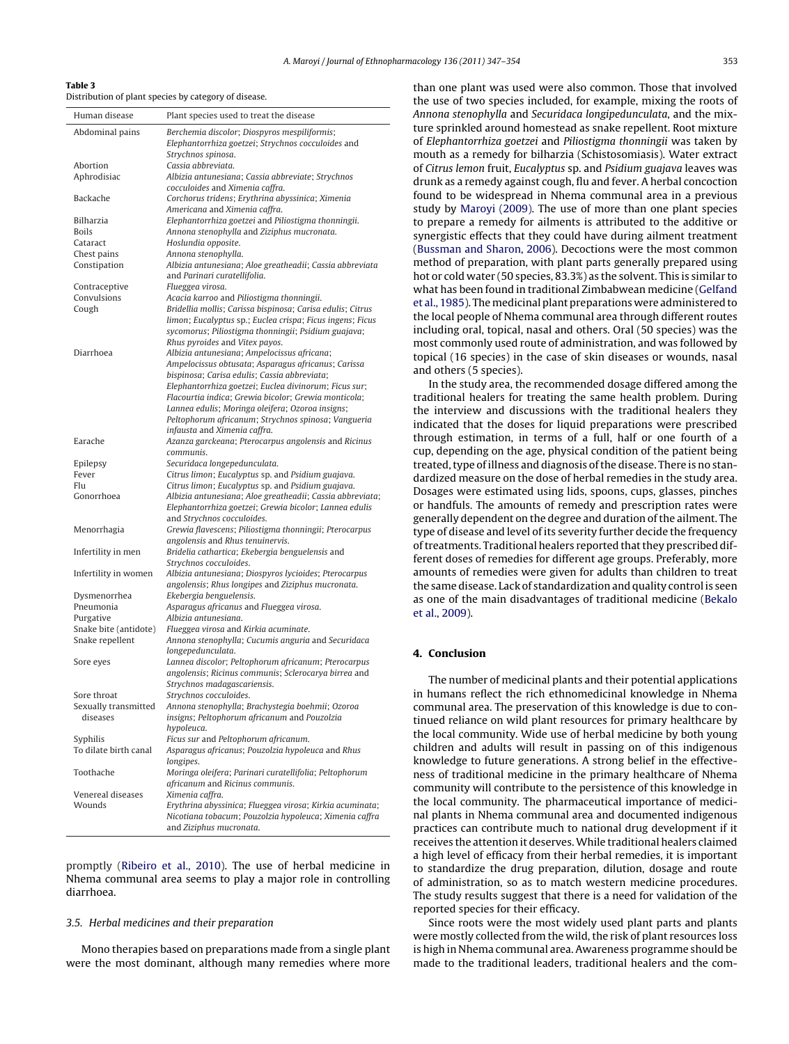**Table 3**
Distribution of plant species by category of disease.

| Human disease | Plant species used to treat the disease |
|---|---|
| Abdominal pains | *Berchemia discolor*; *Diospyros mespiliformis*; *Elephantorrhiza goetzei*; *Strychnos cocculoides* and *Strychnos spinosa*. |
| Abortion | *Cassia abbreviata*. |
| Aphrodisiac | *Albizia antunesiana*; *Cassia abbreviate*; *Strychnos cocculoides* and *Ximenia caffra*. |
| Backache | *Corchorus tridens*; *Erythrina abyssinica*; *Ximenia Americana* and *Ximenia caffra*. |
| Bilharzia | *Elephantorrhiza goetzei* and *Piliostigma thonningii*. |
| Boils | *Annona stenophylla* and *Ziziphus mucronata*. |
| Cataract | *Hoslundia opposite*. |
| Chest pains | *Annona stenophylla*. |
| Constipation | *Albizia antunesiana*; *Aloe greatheadii*; *Cassia abbreviata* and *Parinari curatellifolia*. |
| Contraceptive | *Flueggea virosa*. |
| Convulsions | *Acacia karroo* and *Piliostigma thonningii*. |
| Cough | *Bridellia mollis*; *Carissa bispinosa*; *Carisa edulis*; *Citrus limon*; *Eucalyptus* sp.; *Euclea crispa*; *Ficus ingens*; *Ficus sycomorus*; *Piliostigma thonningii*; *Psidium guajava*; *Rhus pyroides* and *Vitex payos*. |
| Diarrhoea | *Albizia antunesiana*; *Ampelocissus africana*; *Ampelocissus obtusata*; *Asparagus africanus*; *Carissa bispinosa*; *Carisa edulis*; *Cassia abbreviata*; *Elephantorrhiza goetzei*; *Euclea divinorum*; *Ficus sur*; *Flacourtia indica*; *Grewia bicolor*; *Grewia monticola*; *Lannea edulis*; *Moringa oleifera*; *Ozoroa insigns*; *Peltophorum africanum*; *Strychnos spinosa*; *Vangueria infausta* and *Ximenia caffra*. |
| Earache | *Azanza garckeana*; *Pterocarpus angolensis* and *Ricinus communis*. |
| Epilepsy | *Securidaca longepedunculata*. |
| Fever | *Citrus limon*; *Eucalyptus* sp. and *Psidium guajava*. |
| Flu | *Citrus limon*; *Eucalyptus* sp. and *Psidium guajava*. |
| Gonorrhoea | *Albizia antunesiana*; *Aloe greatheadii*; *Cassia abbreviata*; *Elephantorrhiza goetzei*; *Grewia bicolor*; *Lannea edulis* and *Strychnos cocculoides*. |
| Menorrhagia | *Grewia flavescens*; *Piliostigma thonningii*; *Pterocarpus angolensis* and *Rhus tenuinervis*. |
| Infertility in men | *Bridelia cathartica*; *Ekebergia benguelensis* and *Strychnos cocculoides*. |
| Infertility in women | *Albizia antunesiana*; *Diospyros lycioides*; *Pterocarpus angolensis*; *Rhus longipes* and *Ziziphus mucronata*. |
| Dysmenorrhea | *Ekebergia benguelensis*. |
| Pneumonia | *Asparagus africanus* and *Flueggea virosa*. |
| Purgative | *Albizia antunesiana*. |
| Snake bite (antidote) | *Flueggea virosa* and *Kirkia acuminate*. |
| Snake repellent | *Annona stenophylla*; *Cucumis anguria* and *Securidaca longepedunculata*. |
| Sore eyes | *Lannea discolor*; *Peltophorum africanum*; *Pterocarpus angolensis*; *Ricinus communis*; *Sclerocarya birrea* and *Strychnos madagascariensis*. |
| Sore throat | *Strychnos cocculoides*. |
| Sexually transmitted diseases | *Annona stenophylla*; *Brachystegia boehmii*; *Ozoroa insigns*; *Peltophorum africanum* and *Pouzolzia hypoleuca*. |
| Syphilis | *Ficus sur* and *Peltophorum africanum*. |
| To dilate birth canal | *Asparagus africanus*; *Pouzolzia hypoleuca* and *Rhus longipes*. |
| Toothache | *Moringa oleifera*; *Parinari curatellifolia*; *Peltophorum africanum* and *Ricinus communis*. |
| Venereal diseases | *Ximenia caffra*. |
| Wounds | *Erythrina abyssinica*; *Flueggea virosa*; *Kirkia acuminata*; *Nicotiana tobacum*; *Pouzolzia hypoleuca*; *Ximenia caffra* and *Ziziphus mucronata*. |

promptly (Ribeiro et al., 2010). The use of herbal medicine in Nhema communal area seems to play a major role in controlling diarrhoea.

### 3.5. Herbal medicines and their preparation

Mono therapies based on preparations made from a single plant were the most dominant, although many remedies where more than one plant was used were also common. Those that involved the use of two species included, for example, mixing the roots of *Annona stenophylla* and *Securidaca longipedunculata*, and the mixture sprinkled around homestead as snake repellent. Root mixture of *Elephantorrhiza goetzei* and *Piliostigma thonningii* was taken by mouth as a remedy for bilharzia (Schistosomiasis). Water extract of *Citrus lemon* fruit, *Eucalyptus* sp. and *Psidium guajava* leaves was drunk as a remedy against cough, flu and fever. A herbal concoction found to be widespread in Nhema communal area in a previous study by Maroyi (2009). The use of more than one plant species to prepare a remedy for ailments is attributed to the additive or synergistic effects that they could have during ailment treatment (Bussman and Sharon, 2006). Decoctions were the most common method of preparation, with plant parts generally prepared using hot or cold water (50 species, 83.3%) as the solvent. This is similar to what has been found in traditional Zimbabwean medicine (Gelfand et al., 1985). The medicinal plant preparations were administered to the local people of Nhema communal area through different routes including oral, topical, nasal and others. Oral (50 species) was the most commonly used route of administration, and was followed by topical (16 species) in the case of skin diseases or wounds, nasal and others (5 species).

In the study area, the recommended dosage differed among the traditional healers for treating the same health problem. During the interview and discussions with the traditional healers they indicated that the doses for liquid preparations were prescribed through estimation, in terms of a full, half or one fourth of a cup, depending on the age, physical condition of the patient being treated, type of illness and diagnosis of the disease. There is no standardized measure on the dose of herbal remedies in the study area. Dosages were estimated using lids, spoons, cups, glasses, pinches or handfuls. The amounts of remedy and prescription rates were generally dependent on the degree and duration of the ailment. The type of disease and level of its severity further decide the frequency of treatments. Traditional healers reported that they prescribed different doses of remedies for different age groups. Preferably, more amounts of remedies were given for adults than children to treat the same disease. Lack of standardization and quality control is seen as one of the main disadvantages of traditional medicine (Bekalo et al., 2009).

## 4. Conclusion

The number of medicinal plants and their potential applications in humans reflect the rich ethnomedicinal knowledge in Nhema communal area. The preservation of this knowledge is due to continued reliance on wild plant resources for primary healthcare by the local community. Wide use of herbal medicine by both young children and adults will result in passing on of this indigenous knowledge to future generations. A strong belief in the effectiveness of traditional medicine in the primary healthcare of Nhema community will contribute to the persistence of this knowledge in the local community. The pharmaceutical importance of medicinal plants in Nhema communal area and documented indigenous practices can contribute much to national drug development if it receives the attention it deserves. While traditional healers claimed a high level of efficacy from their herbal remedies, it is important to standardize the drug preparation, dilution, dosage and route of administration, so as to match western medicine procedures. The study results suggest that there is a need for validation of the reported species for their efficacy.

Since roots were the most widely used plant parts and plants were mostly collected from the wild, the risk of plant resources loss is high in Nhema communal area. Awareness programme should be made to the traditional leaders, traditional healers and the com-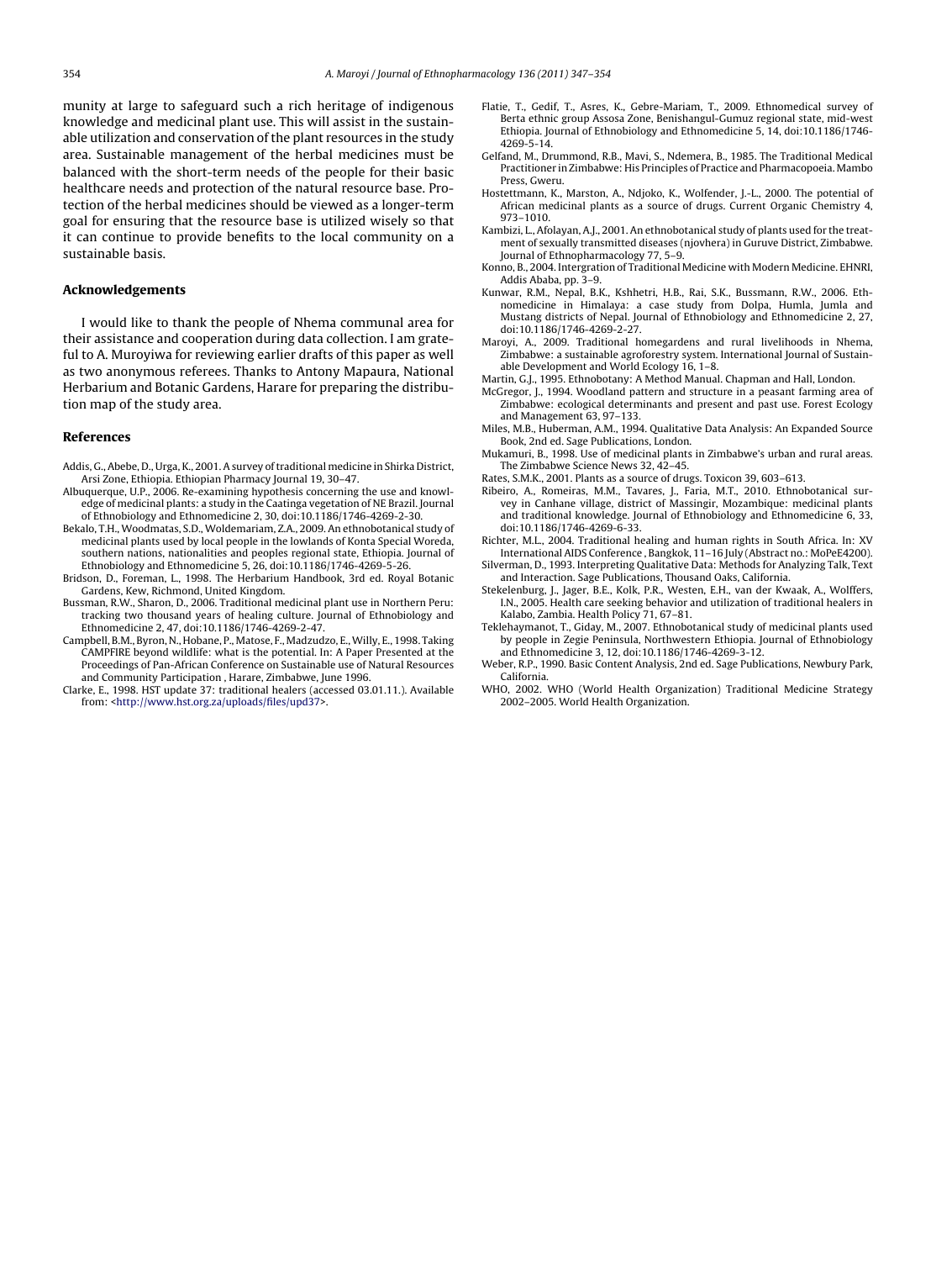munity at large to safeguard such a rich heritage of indigenous knowledge and medicinal plant use. This will assist in the sustainable utilization and conservation of the plant resources in the study area. Sustainable management of the herbal medicines must be balanced with the short-term needs of the people for their basic healthcare needs and protection of the natural resource base. Protection of the herbal medicines should be viewed as a longer-term goal for ensuring that the resource base is utilized wisely so that it can continue to provide benefits to the local community on a sustainable basis.

## Acknowledgements

I would like to thank the people of Nhema communal area for their assistance and cooperation during data collection. I am grateful to A. Muroyiwa for reviewing earlier drafts of this paper as well as two anonymous referees. Thanks to Antony Mapaura, National Herbarium and Botanic Gardens, Harare for preparing the distribution map of the study area.

## References

Addis, G., Abebe, D., Urga, K., 2001. A survey of traditional medicine in Shirka District, Arsi Zone, Ethiopia. Ethiopian Pharmacy Journal 19, 30–47.

Albuquerque, U.P., 2006. Re-examining hypothesis concerning the use and knowledge of medicinal plants: a study in the Caatinga vegetation of NE Brazil. Journal of Ethnobiology and Ethnomedicine 2, 30, doi:10.1186/1746-4269-2-30.

Bekalo, T.H., Woodmatas, S.D., Woldemariam, Z.A., 2009. An ethnobotanical study of medicinal plants used by local people in the lowlands of Konta Special Woreda, southern nations, nationalities and peoples regional state, Ethiopia. Journal of Ethnobiology and Ethnomedicine 5, 26, doi:10.1186/1746-4269-5-26.

Bridson, D., Foreman, L., 1998. The Herbarium Handbook, 3rd ed. Royal Botanic Gardens, Kew, Richmond, United Kingdom.

Bussman, R.W., Sharon, D., 2006. Traditional medicinal plant use in Northern Peru: tracking two thousand years of healing culture. Journal of Ethnobiology and Ethnomedicine 2, 47, doi:10.1186/1746-4269-2-47.

Campbell, B.M., Byron, N., Hobane, P., Matose, F., Madzudzo, E., Willy, E., 1998. Taking CAMPFIRE beyond wildlife: what is the potential. In: A Paper Presented at the Proceedings of Pan-African Conference on Sustainable use of Natural Resources and Community Participation , Harare, Zimbabwe, June 1996.

Clarke, E., 1998. HST update 37: traditional healers (accessed 03.01.11.). Available from: <http://www.hst.org.za/uploads/files/upd37>.

Flatie, T., Gedif, T., Asres, K., Gebre-Mariam, T., 2009. Ethnomedical survey of Berta ethnic group Assosa Zone, Benishangul-Gumuz regional state, mid-west Ethiopia. Journal of Ethnobiology and Ethnomedicine 5, 14, doi:10.1186/1746-4269-5-14.

Gelfand, M., Drummond, R.B., Mavi, S., Ndemera, B., 1985. The Traditional Medical Practitioner in Zimbabwe: His Principles of Practice and Pharmacopoeia. Mambo Press, Gweru.

Hostettmann, K., Marston, A., Ndjoko, K., Wolfender, J.-L., 2000. The potential of African medicinal plants as a source of drugs. Current Organic Chemistry 4, 973–1010.

Kambizi, L., Afolayan, A.J., 2001. An ethnobotanical study of plants used for the treatment of sexually transmitted diseases (njovhera) in Guruve District, Zimbabwe. Journal of Ethnopharmacology 77, 5–9.

Konno, B., 2004. Intergration of Traditional Medicine with Modern Medicine. EHNRI, Addis Ababa, pp. 3–9.

Kunwar, R.M., Nepal, B.K., Kshhetri, H.B., Rai, S.K., Bussmann, R.W., 2006. Ethnomedicine in Himalaya: a case study from Dolpa, Humla, Jumla and Mustang districts of Nepal. Journal of Ethnobiology and Ethnomedicine 2, 27, doi:10.1186/1746-4269-2-27.

Maroyi, A., 2009. Traditional homegardens and rural livelihoods in Nhema, Zimbabwe: a sustainable agroforestry system. International Journal of Sustainable Development and World Ecology 16, 1–8.

Martin, G.J., 1995. Ethnobotany: A Method Manual. Chapman and Hall, London.

McGregor, J., 1994. Woodland pattern and structure in a peasant farming area of Zimbabwe: ecological determinants and present and past use. Forest Ecology and Management 63, 97–133.

Miles, M.B., Huberman, A.M., 1994. Qualitative Data Analysis: An Expanded Source Book, 2nd ed. Sage Publications, London.

Mukamuri, B., 1998. Use of medicinal plants in Zimbabwe's urban and rural areas. The Zimbabwe Science News 32, 42–45.

Rates, S.M.K., 2001. Plants as a source of drugs. Toxicon 39, 603–613.

Ribeiro, A., Romeiras, M.M., Tavares, J., Faria, M.T., 2010. Ethnobotanical survey in Canhane village, district of Massingir, Mozambique: medicinal plants and traditional knowledge. Journal of Ethnobiology and Ethnomedicine 6, 33, doi:10.1186/1746-4269-6-33.

Richter, M.L., 2004. Traditional healing and human rights in South Africa. In: XV International AIDS Conference , Bangkok, 11–16 July (Abstract no.: MoPeE4200).

Silverman, D., 1993. Interpreting Qualitative Data: Methods for Analyzing Talk, Text and Interaction. Sage Publications, Thousand Oaks, California.

Stekelenburg, J., Jager, B.E., Kolk, P.R., Westen, E.H., van der Kwaak, A., Wolffers, I.N., 2005. Health care seeking behavior and utilization of traditional healers in Kalabo, Zambia. Health Policy 71, 67–81.

Teklehaymanot, T., Giday, M., 2007. Ethnobotanical study of medicinal plants used by people in Zegie Peninsula, Northwestern Ethiopia. Journal of Ethnobiology and Ethnomedicine 3, 12, doi:10.1186/1746-4269-3-12.

Weber, R.P., 1990. Basic Content Analysis, 2nd ed. Sage Publications, Newbury Park, California.

WHO, 2002. WHO (World Health Organization) Traditional Medicine Strategy 2002–2005. World Health Organization.